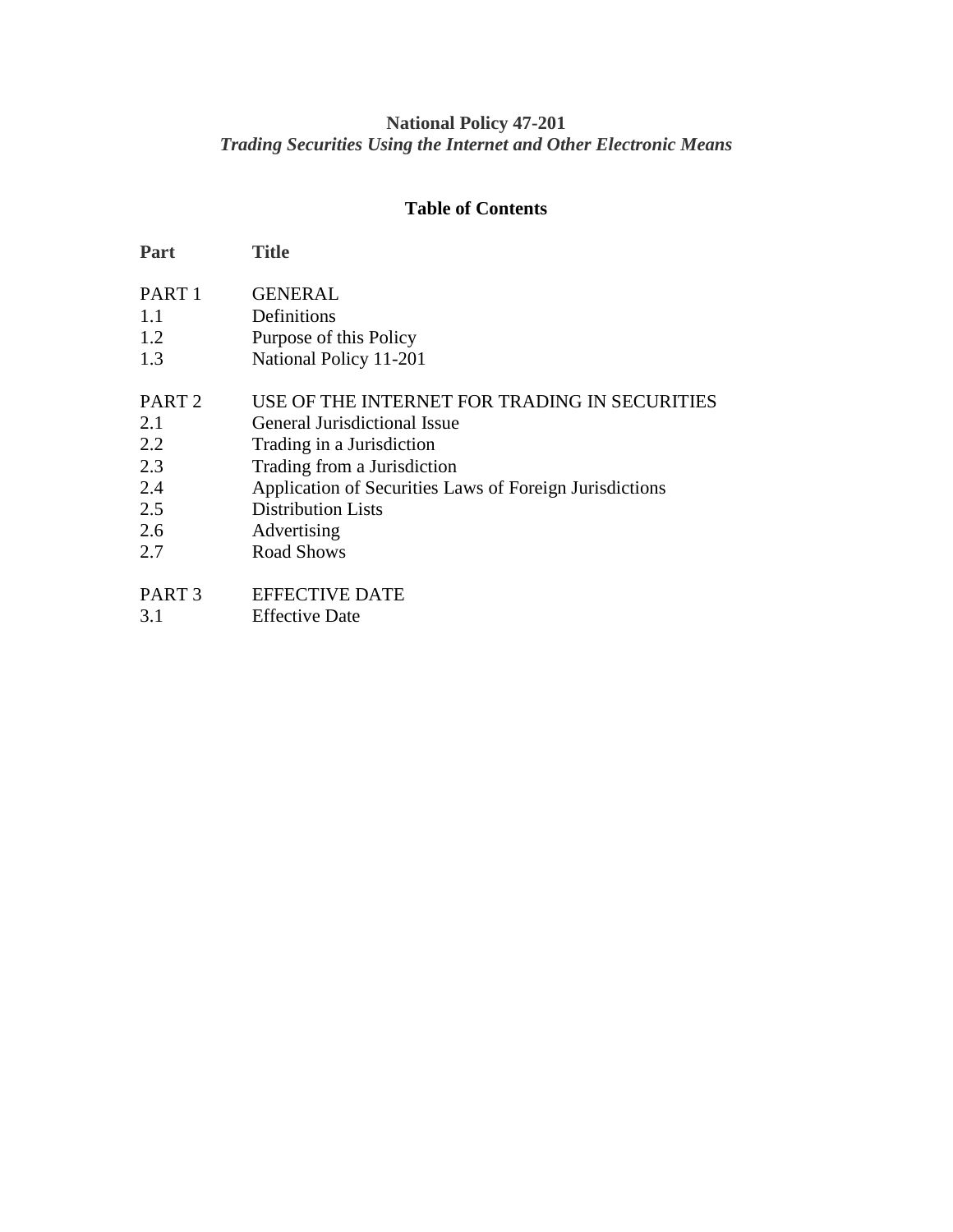**National Policy 47-201**

***Trading Securities Using the Internet and Other Electronic Means***

**Table of Contents**

| **Part** | **Title** |
|---|---|
| PART 1 | GENERAL |
| 1.1 | Definitions |
| 1.2 | Purpose of this Policy |
| 1.3 | National Policy 11-201 |
| | |
| PART 2 | USE OF THE INTERNET FOR TRADING IN SECURITIES |
| 2.1 | General Jurisdictional Issue |
| 2.2 | Trading in a Jurisdiction |
| 2.3 | Trading from a Jurisdiction |
| 2.4 | Application of Securities Laws of Foreign Jurisdictions |
| 2.5 | Distribution Lists |
| 2.6 | Advertising |
| 2.7 | Road Shows |
| | |
| PART 3 | EFFECTIVE DATE |
| 3.1 | Effective Date |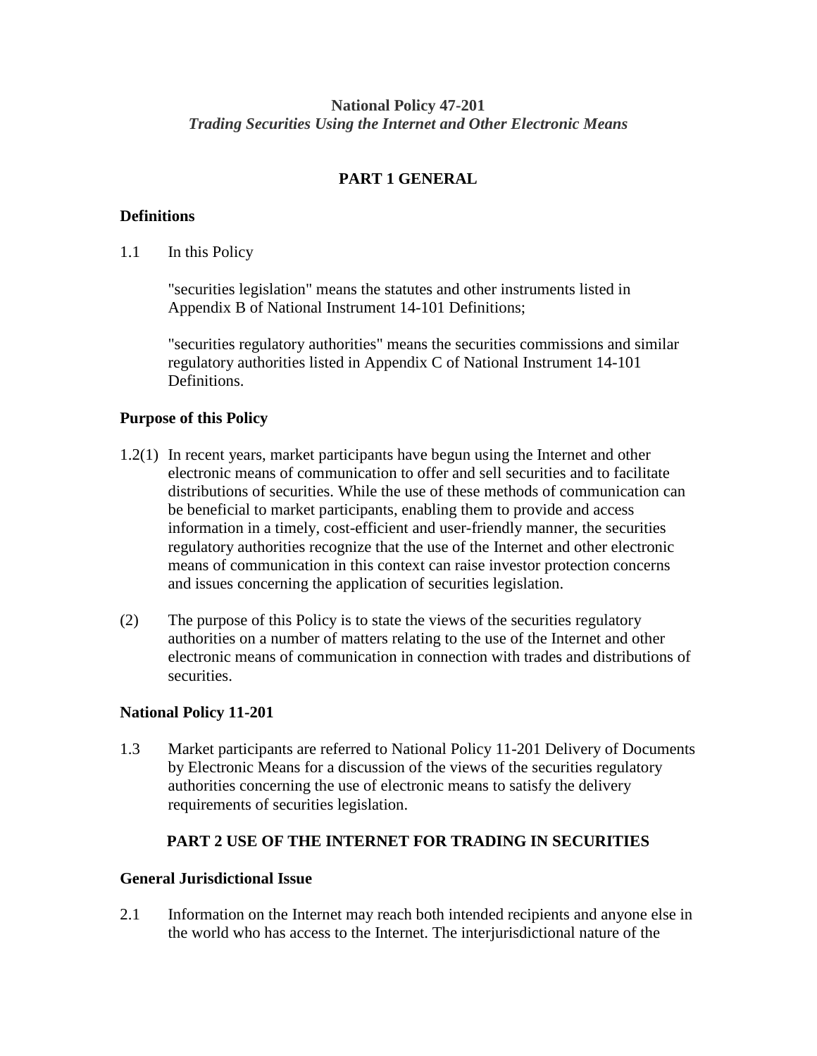**National Policy 47-201**
*Trading Securities Using the Internet and Other Electronic Means*

## PART 1 GENERAL

### Definitions

1.1 In this Policy

"securities legislation" means the statutes and other instruments listed in Appendix B of National Instrument 14-101 Definitions;

"securities regulatory authorities" means the securities commissions and similar regulatory authorities listed in Appendix C of National Instrument 14-101 Definitions.

### Purpose of this Policy

1.2(1) In recent years, market participants have begun using the Internet and other electronic means of communication to offer and sell securities and to facilitate distributions of securities. While the use of these methods of communication can be beneficial to market participants, enabling them to provide and access information in a timely, cost-efficient and user-friendly manner, the securities regulatory authorities recognize that the use of the Internet and other electronic means of communication in this context can raise investor protection concerns and issues concerning the application of securities legislation.

(2) The purpose of this Policy is to state the views of the securities regulatory authorities on a number of matters relating to the use of the Internet and other electronic means of communication in connection with trades and distributions of securities.

### National Policy 11-201

1.3 Market participants are referred to National Policy 11-201 Delivery of Documents by Electronic Means for a discussion of the views of the securities regulatory authorities concerning the use of electronic means to satisfy the delivery requirements of securities legislation.

## PART 2 USE OF THE INTERNET FOR TRADING IN SECURITIES

### General Jurisdictional Issue

2.1 Information on the Internet may reach both intended recipients and anyone else in the world who has access to the Internet. The interjurisdictional nature of the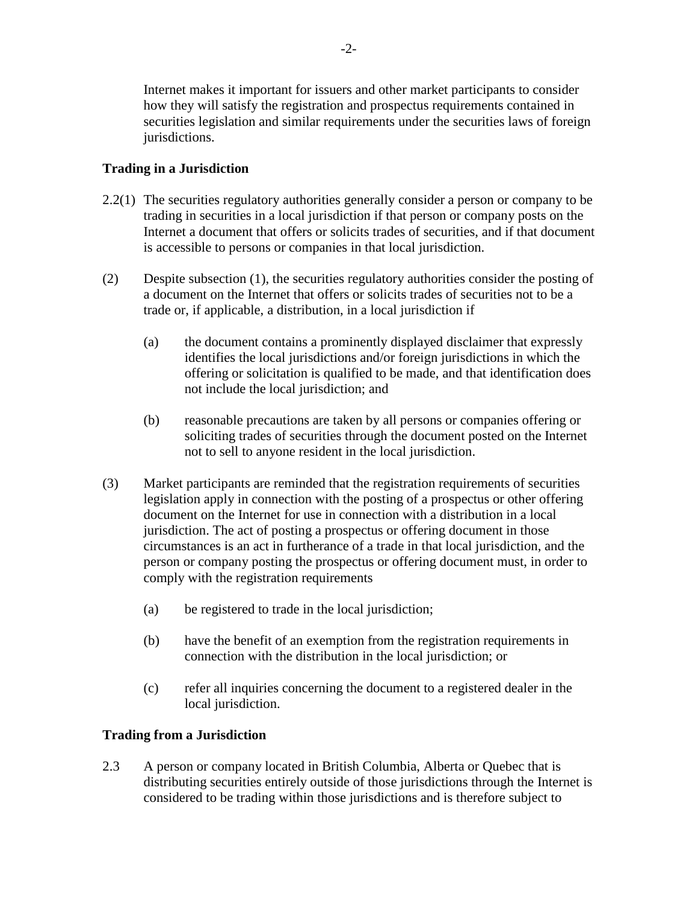Internet makes it important for issuers and other market participants to consider how they will satisfy the registration and prospectus requirements contained in securities legislation and similar requirements under the securities laws of foreign jurisdictions.

**Trading in a Jurisdiction**

2.2(1) The securities regulatory authorities generally consider a person or company to be trading in securities in a local jurisdiction if that person or company posts on the Internet a document that offers or solicits trades of securities, and if that document is accessible to persons or companies in that local jurisdiction.

(2) Despite subsection (1), the securities regulatory authorities consider the posting of a document on the Internet that offers or solicits trades of securities not to be a trade or, if applicable, a distribution, in a local jurisdiction if

(a) the document contains a prominently displayed disclaimer that expressly identifies the local jurisdictions and/or foreign jurisdictions in which the offering or solicitation is qualified to be made, and that identification does not include the local jurisdiction; and

(b) reasonable precautions are taken by all persons or companies offering or soliciting trades of securities through the document posted on the Internet not to sell to anyone resident in the local jurisdiction.

(3) Market participants are reminded that the registration requirements of securities legislation apply in connection with the posting of a prospectus or other offering document on the Internet for use in connection with a distribution in a local jurisdiction. The act of posting a prospectus or offering document in those circumstances is an act in furtherance of a trade in that local jurisdiction, and the person or company posting the prospectus or offering document must, in order to comply with the registration requirements

(a) be registered to trade in the local jurisdiction;

(b) have the benefit of an exemption from the registration requirements in connection with the distribution in the local jurisdiction; or

(c) refer all inquiries concerning the document to a registered dealer in the local jurisdiction.

**Trading from a Jurisdiction**

2.3 A person or company located in British Columbia, Alberta or Quebec that is distributing securities entirely outside of those jurisdictions through the Internet is considered to be trading within those jurisdictions and is therefore subject to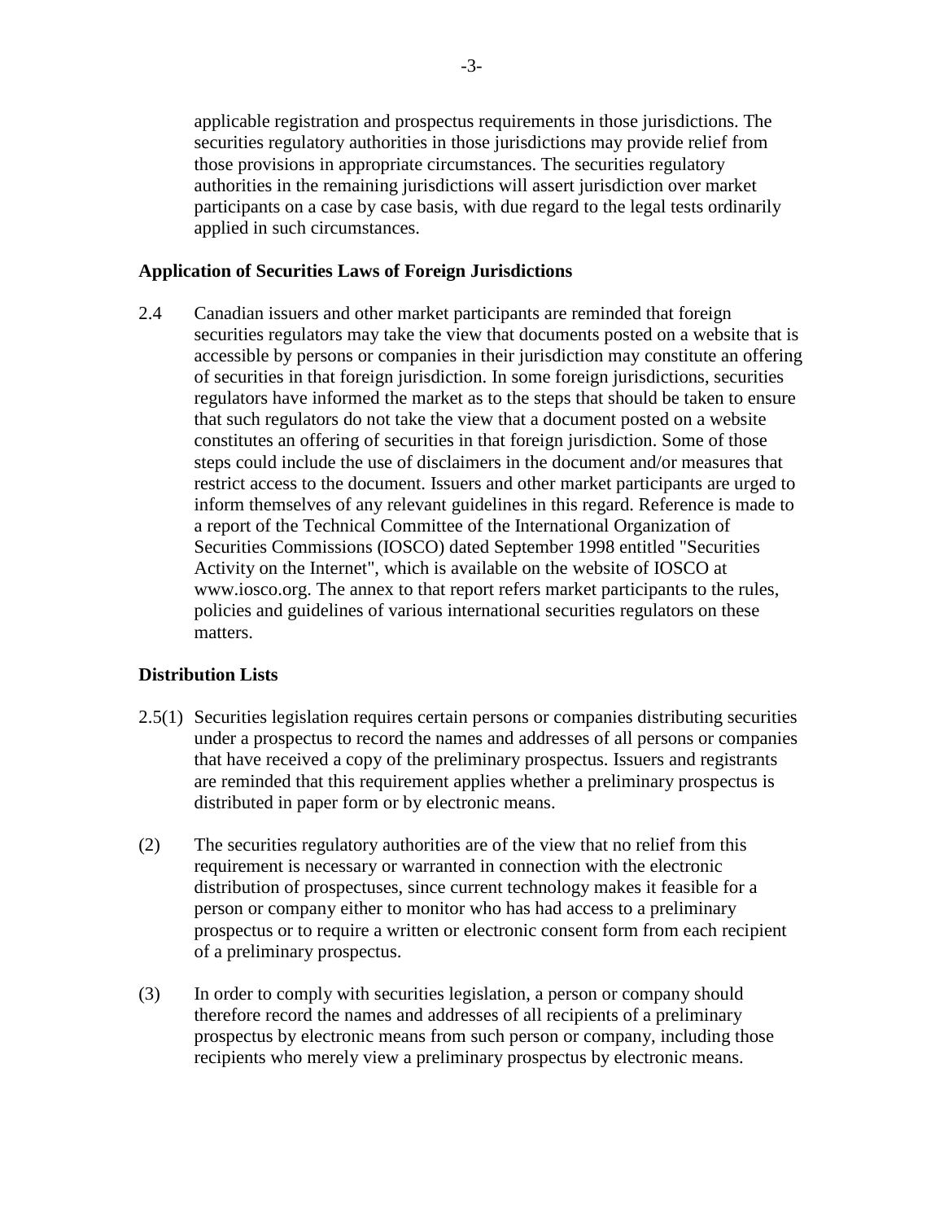applicable registration and prospectus requirements in those jurisdictions. The securities regulatory authorities in those jurisdictions may provide relief from those provisions in appropriate circumstances. The securities regulatory authorities in the remaining jurisdictions will assert jurisdiction over market participants on a case by case basis, with due regard to the legal tests ordinarily applied in such circumstances.

**Application of Securities Laws of Foreign Jurisdictions**

2.4 Canadian issuers and other market participants are reminded that foreign securities regulators may take the view that documents posted on a website that is accessible by persons or companies in their jurisdiction may constitute an offering of securities in that foreign jurisdiction. In some foreign jurisdictions, securities regulators have informed the market as to the steps that should be taken to ensure that such regulators do not take the view that a document posted on a website constitutes an offering of securities in that foreign jurisdiction. Some of those steps could include the use of disclaimers in the document and/or measures that restrict access to the document. Issuers and other market participants are urged to inform themselves of any relevant guidelines in this regard. Reference is made to a report of the Technical Committee of the International Organization of Securities Commissions (IOSCO) dated September 1998 entitled "Securities Activity on the Internet", which is available on the website of IOSCO at www.iosco.org. The annex to that report refers market participants to the rules, policies and guidelines of various international securities regulators on these matters.

**Distribution Lists**

2.5(1) Securities legislation requires certain persons or companies distributing securities under a prospectus to record the names and addresses of all persons or companies that have received a copy of the preliminary prospectus. Issuers and registrants are reminded that this requirement applies whether a preliminary prospectus is distributed in paper form or by electronic means.

(2) The securities regulatory authorities are of the view that no relief from this requirement is necessary or warranted in connection with the electronic distribution of prospectuses, since current technology makes it feasible for a person or company either to monitor who has had access to a preliminary prospectus or to require a written or electronic consent form from each recipient of a preliminary prospectus.

(3) In order to comply with securities legislation, a person or company should therefore record the names and addresses of all recipients of a preliminary prospectus by electronic means from such person or company, including those recipients who merely view a preliminary prospectus by electronic means.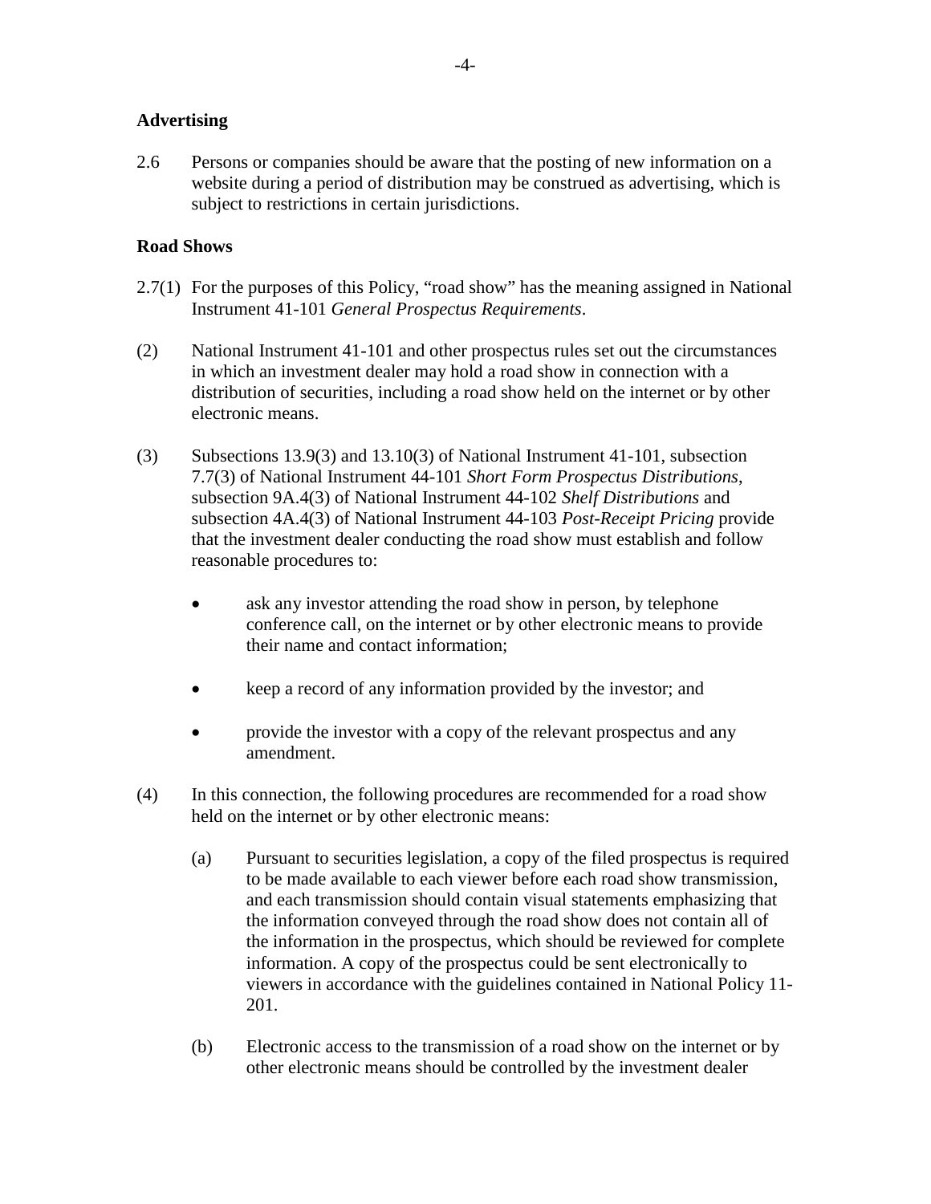## Advertising

2.6 Persons or companies should be aware that the posting of new information on a website during a period of distribution may be construed as advertising, which is subject to restrictions in certain jurisdictions.

## Road Shows

2.7(1) For the purposes of this Policy, "road show" has the meaning assigned in National Instrument 41-101 *General Prospectus Requirements*.

(2) National Instrument 41-101 and other prospectus rules set out the circumstances in which an investment dealer may hold a road show in connection with a distribution of securities, including a road show held on the internet or by other electronic means.

(3) Subsections 13.9(3) and 13.10(3) of National Instrument 41-101, subsection 7.7(3) of National Instrument 44-101 *Short Form Prospectus Distributions*, subsection 9A.4(3) of National Instrument 44-102 *Shelf Distributions* and subsection 4A.4(3) of National Instrument 44-103 *Post-Receipt Pricing* provide that the investment dealer conducting the road show must establish and follow reasonable procedures to:

- ask any investor attending the road show in person, by telephone conference call, on the internet or by other electronic means to provide their name and contact information;
- keep a record of any information provided by the investor; and
- provide the investor with a copy of the relevant prospectus and any amendment.

(4) In this connection, the following procedures are recommended for a road show held on the internet or by other electronic means:

(a) Pursuant to securities legislation, a copy of the filed prospectus is required to be made available to each viewer before each road show transmission, and each transmission should contain visual statements emphasizing that the information conveyed through the road show does not contain all of the information in the prospectus, which should be reviewed for complete information. A copy of the prospectus could be sent electronically to viewers in accordance with the guidelines contained in National Policy 11-201.

(b) Electronic access to the transmission of a road show on the internet or by other electronic means should be controlled by the investment dealer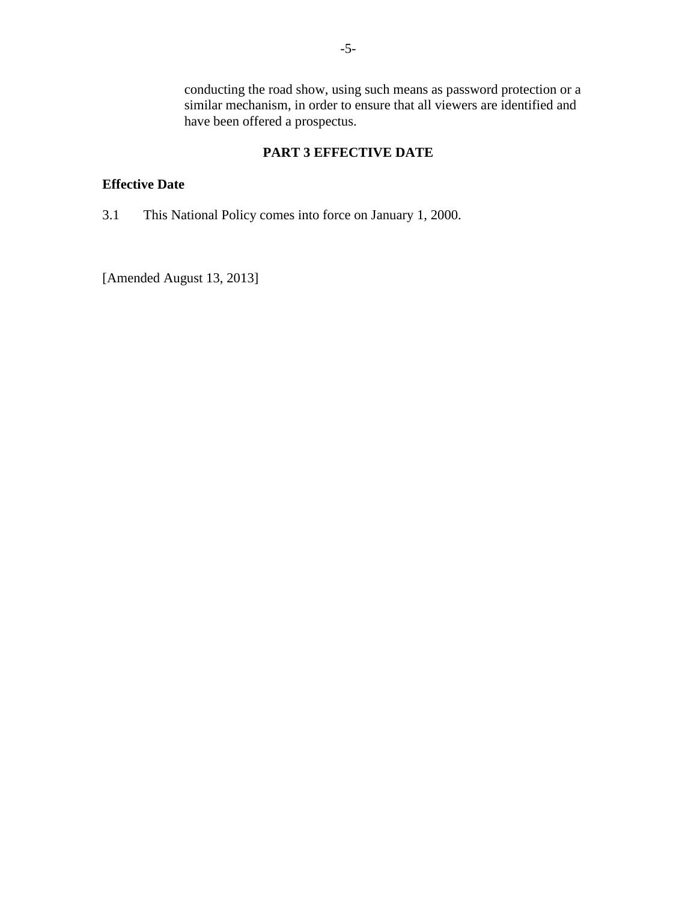conducting the road show, using such means as password protection or a similar mechanism, in order to ensure that all viewers are identified and have been offered a prospectus.

## PART 3 EFFECTIVE DATE

### Effective Date

3.1 This National Policy comes into force on January 1, 2000.

[Amended August 13, 2013]